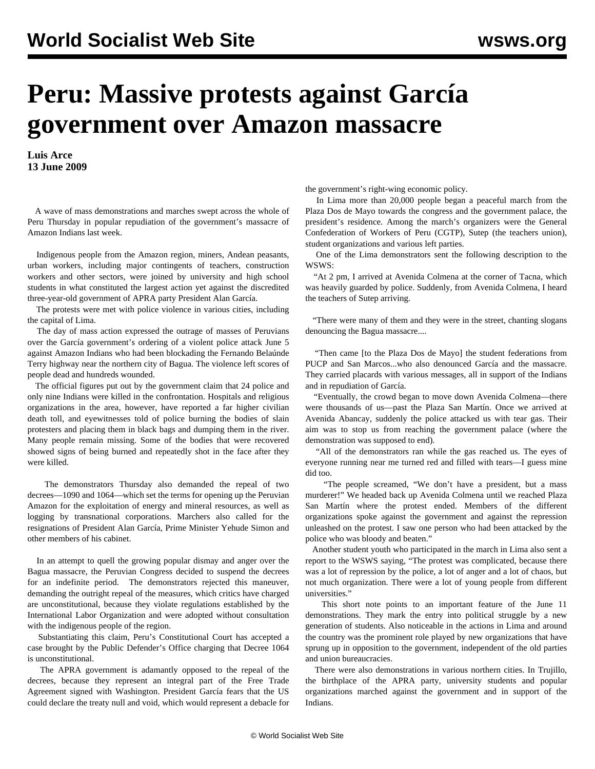# Peru: Massive protests against García government over Amazon massacre

**Luis Arce**
**13 June 2009**

A wave of mass demonstrations and marches swept across the whole of Peru Thursday in popular repudiation of the government's massacre of Amazon Indians last week.

Indigenous people from the Amazon region, miners, Andean peasants, urban workers, including major contingents of teachers, construction workers and other sectors, were joined by university and high school students in what constituted the largest action yet against the discredited three-year-old government of APRA party President Alan García.

The protests were met with police violence in various cities, including the capital of Lima.

The day of mass action expressed the outrage of masses of Peruvians over the García government's ordering of a violent police attack June 5 against Amazon Indians who had been blockading the Fernando Belaúnde Terry highway near the northern city of Bagua. The violence left scores of people dead and hundreds wounded.

The official figures put out by the government claim that 24 police and only nine Indians were killed in the confrontation. Hospitals and religious organizations in the area, however, have reported a far higher civilian death toll, and eyewitnesses told of police burning the bodies of slain protesters and placing them in black bags and dumping them in the river. Many people remain missing. Some of the bodies that were recovered showed signs of being burned and repeatedly shot in the face after they were killed.

The demonstrators Thursday also demanded the repeal of two decrees—1090 and 1064—which set the terms for opening up the Peruvian Amazon for the exploitation of energy and mineral resources, as well as logging by transnational corporations. Marchers also called for the resignations of President Alan García, Prime Minister Yehude Simon and other members of his cabinet.

In an attempt to quell the growing popular dismay and anger over the Bagua massacre, the Peruvian Congress decided to suspend the decrees for an indefinite period. The demonstrators rejected this maneuver, demanding the outright repeal of the measures, which critics have charged are unconstitutional, because they violate regulations established by the International Labor Organization and were adopted without consultation with the indigenous people of the region.

Substantiating this claim, Peru's Constitutional Court has accepted a case brought by the Public Defender's Office charging that Decree 1064 is unconstitutional.

The APRA government is adamantly opposed to the repeal of the decrees, because they represent an integral part of the Free Trade Agreement signed with Washington. President García fears that the US could declare the treaty null and void, which would represent a debacle for the government's right-wing economic policy.

In Lima more than 20,000 people began a peaceful march from the Plaza Dos de Mayo towards the congress and the government palace, the president's residence. Among the march's organizers were the General Confederation of Workers of Peru (CGTP), Sutep (the teachers union), student organizations and various left parties.

One of the Lima demonstrators sent the following description to the WSWS:

"At 2 pm, I arrived at Avenida Colmena at the corner of Tacna, which was heavily guarded by police. Suddenly, from Avenida Colmena, I heard the teachers of Sutep arriving.

"There were many of them and they were in the street, chanting slogans denouncing the Bagua massacre....

"Then came [to the Plaza Dos de Mayo] the student federations from PUCP and San Marcos...who also denounced García and the massacre. They carried placards with various messages, all in support of the Indians and in repudiation of García.

"Eventually, the crowd began to move down Avenida Colmena—there were thousands of us—past the Plaza San Martín. Once we arrived at Avenida Abancay, suddenly the police attacked us with tear gas. Their aim was to stop us from reaching the government palace (where the demonstration was supposed to end).

"All of the demonstrators ran while the gas reached us. The eyes of everyone running near me turned red and filled with tears—I guess mine did too.

"The people screamed, "We don't have a president, but a mass murderer!" We headed back up Avenida Colmena until we reached Plaza San Martín where the protest ended. Members of the different organizations spoke against the government and against the repression unleashed on the protest. I saw one person who had been attacked by the police who was bloody and beaten."

Another student youth who participated in the march in Lima also sent a report to the WSWS saying, "The protest was complicated, because there was a lot of repression by the police, a lot of anger and a lot of chaos, but not much organization. There were a lot of young people from different universities."

This short note points to an important feature of the June 11 demonstrations. They mark the entry into political struggle by a new generation of students. Also noticeable in the actions in Lima and around the country was the prominent role played by new organizations that have sprung up in opposition to the government, independent of the old parties and union bureaucracies.

There were also demonstrations in various northern cities. In Trujillo, the birthplace of the APRA party, university students and popular organizations marched against the government and in support of the Indians.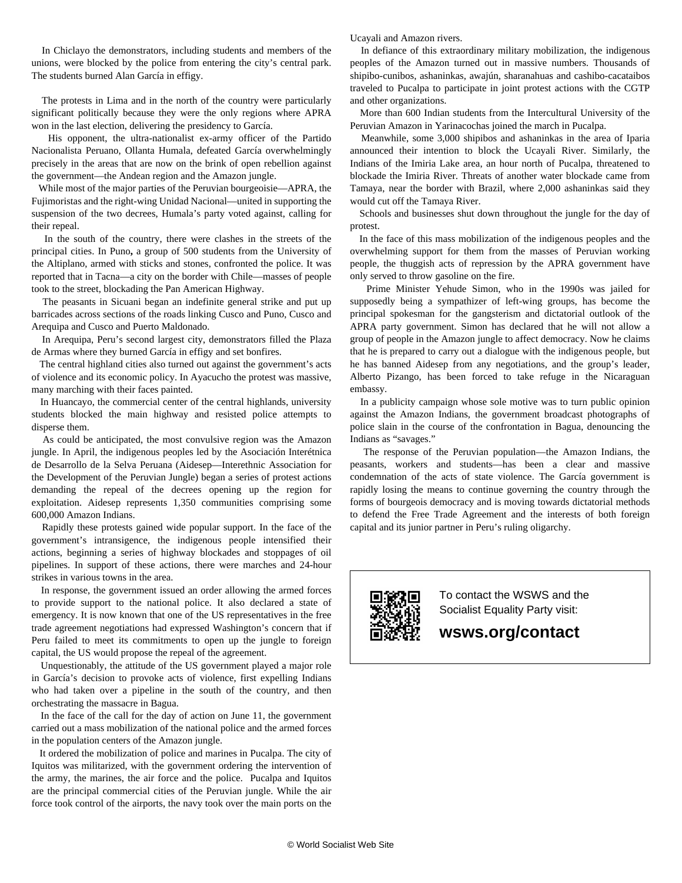In Chiclayo the demonstrators, including students and members of the unions, were blocked by the police from entering the city's central park. The students burned Alan García in effigy.

The protests in Lima and in the north of the country were particularly significant politically because they were the only regions where APRA won in the last election, delivering the presidency to García.

His opponent, the ultra-nationalist ex-army officer of the Partido Nacionalista Peruano, Ollanta Humala, defeated García overwhelmingly precisely in the areas that are now on the brink of open rebellion against the government—the Andean region and the Amazon jungle.

While most of the major parties of the Peruvian bourgeoisie—APRA, the Fujimoristas and the right-wing Unidad Nacional—united in supporting the suspension of the two decrees, Humala's party voted against, calling for their repeal.

In the south of the country, there were clashes in the streets of the principal cities. In Puno**,** a group of 500 students from the University of the Altiplano, armed with sticks and stones, confronted the police. It was reported that in Tacna—a city on the border with Chile—masses of people took to the street, blockading the Pan American Highway.

The peasants in Sicuani began an indefinite general strike and put up barricades across sections of the roads linking Cusco and Puno, Cusco and Arequipa and Cusco and Puerto Maldonado.

In Arequipa, Peru's second largest city, demonstrators filled the Plaza de Armas where they burned García in effigy and set bonfires.

The central highland cities also turned out against the government's acts of violence and its economic policy. In Ayacucho the protest was massive, many marching with their faces painted.

In Huancayo, the commercial center of the central highlands, university students blocked the main highway and resisted police attempts to disperse them.

As could be anticipated, the most convulsive region was the Amazon jungle. In April, the indigenous peoples led by the Asociación Interétnica de Desarrollo de la Selva Peruana (Aidesep—Interethnic Association for the Development of the Peruvian Jungle) began a series of protest actions demanding the repeal of the decrees opening up the region for exploitation. Aidesep represents 1,350 communities comprising some 600,000 Amazon Indians.

Rapidly these protests gained wide popular support. In the face of the government's intransigence, the indigenous people intensified their actions, beginning a series of highway blockades and stoppages of oil pipelines. In support of these actions, there were marches and 24-hour strikes in various towns in the area.

In response, the government issued an order allowing the armed forces to provide support to the national police. It also declared a state of emergency. It is now known that one of the US representatives in the free trade agreement negotiations had expressed Washington's concern that if Peru failed to meet its commitments to open up the jungle to foreign capital, the US would propose the repeal of the agreement.

Unquestionably, the attitude of the US government played a major role in García's decision to provoke acts of violence, first expelling Indians who had taken over a pipeline in the south of the country, and then orchestrating the massacre in Bagua.

In the face of the call for the day of action on June 11, the government carried out a mass mobilization of the national police and the armed forces in the population centers of the Amazon jungle.

It ordered the mobilization of police and marines in Pucalpa. The city of Iquitos was militarized, with the government ordering the intervention of the army, the marines, the air force and the police. Pucalpa and Iquitos are the principal commercial cities of the Peruvian jungle. While the air force took control of the airports, the navy took over the main ports on the Ucayali and Amazon rivers.

In defiance of this extraordinary military mobilization, the indigenous peoples of the Amazon turned out in massive numbers. Thousands of shipibo-cunibos, ashaninkas, awajún, sharanahuas and cashibo-cacataibos traveled to Pucalpa to participate in joint protest actions with the CGTP and other organizations.

More than 600 Indian students from the Intercultural University of the Peruvian Amazon in Yarinacochas joined the march in Pucalpa.

Meanwhile, some 3,000 shipibos and ashaninkas in the area of Iparia announced their intention to block the Ucayali River. Similarly, the Indians of the Imiria Lake area, an hour north of Pucalpa, threatened to blockade the Imiria River. Threats of another water blockade came from Tamaya, near the border with Brazil, where 2,000 ashaninkas said they would cut off the Tamaya River.

Schools and businesses shut down throughout the jungle for the day of protest.

In the face of this mass mobilization of the indigenous peoples and the overwhelming support for them from the masses of Peruvian working people, the thuggish acts of repression by the APRA government have only served to throw gasoline on the fire.

Prime Minister Yehude Simon, who in the 1990s was jailed for supposedly being a sympathizer of left-wing groups, has become the principal spokesman for the gangsterism and dictatorial outlook of the APRA party government. Simon has declared that he will not allow a group of people in the Amazon jungle to affect democracy. Now he claims that he is prepared to carry out a dialogue with the indigenous people, but he has banned Aidesep from any negotiations, and the group's leader, Alberto Pizango, has been forced to take refuge in the Nicaraguan embassy.

In a publicity campaign whose sole motive was to turn public opinion against the Amazon Indians, the government broadcast photographs of police slain in the course of the confrontation in Bagua, denouncing the Indians as "savages."

The response of the Peruvian population—the Amazon Indians, the peasants, workers and students—has been a clear and massive condemnation of the acts of state violence. The García government is rapidly losing the means to continue governing the country through the forms of bourgeois democracy and is moving towards dictatorial methods to defend the Free Trade Agreement and the interests of both foreign capital and its junior partner in Peru's ruling oligarchy.

To contact the WSWS and the Socialist Equality Party visit:

**wsws.org/contact**